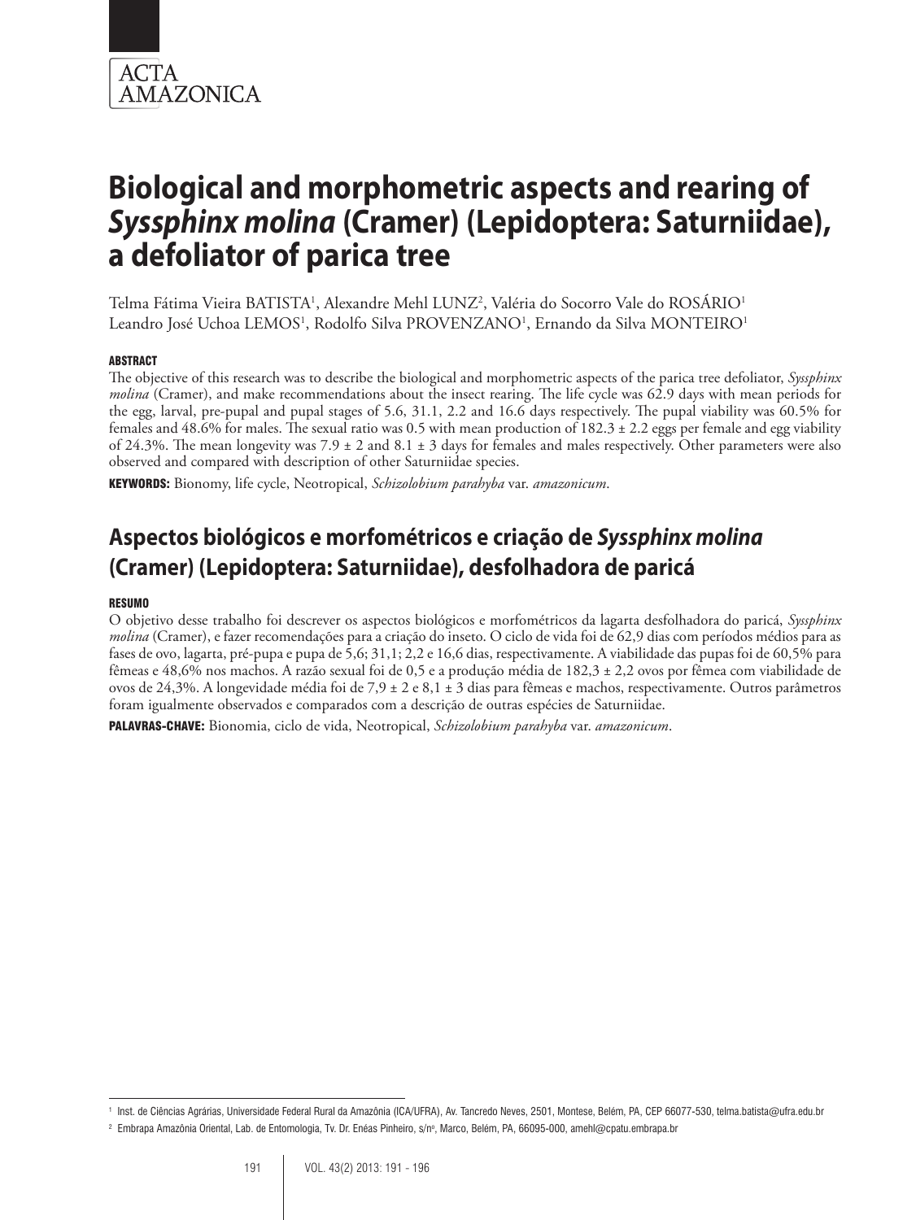# Biological and morphometric aspects and rearing of *Syssphinx molina* (Cramer) (Lepidoptera: Saturniidae), a defoliator of parica tree

Telma Fátima Vieira BATISTA[1], Alexandre Mehl LUNZ[2], Valéria do Socorro Vale do ROSÁRIO[1]
Leandro José Uchoa LEMOS[1], Rodolfo Silva PROVENZANO[1], Ernando da Silva MONTEIRO[1]

#### ABSTRACT

The objective of this research was to describe the biological and morphometric aspects of the parica tree defoliator, *Syssphinx molina* (Cramer), and make recommendations about the insect rearing. The life cycle was 62.9 days with mean periods for the egg, larval, pre-pupal and pupal stages of 5.6, 31.1, 2.2 and 16.6 days respectively. The pupal viability was 60.5% for females and 48.6% for males. The sexual ratio was 0.5 with mean production of 182.3 ± 2.2 eggs per female and egg viability of 24.3%. The mean longevity was 7.9 ± 2 and 8.1 ± 3 days for females and males respectively. Other parameters were also observed and compared with description of other Saturniidae species.

**KEYWORDS:** Bionomy, life cycle, Neotropical, *Schizolobium parahyba* var. *amazonicum*.

## Aspectos biológicos e morfométricos e criação de *Syssphinx molina* (Cramer) (Lepidoptera: Saturniidae), desfolhadora de paricá

#### RESUMO

O objetivo desse trabalho foi descrever os aspectos biológicos e morfométricos da lagarta desfolhadora do paricá, *Syssphinx molina* (Cramer), e fazer recomendações para a criação do inseto. O ciclo de vida foi de 62,9 dias com períodos médios para as fases de ovo, lagarta, pré-pupa e pupa de 5,6; 31,1; 2,2 e 16,6 dias, respectivamente. A viabilidade das pupas foi de 60,5% para fêmeas e 48,6% nos machos. A razão sexual foi de 0,5 e a produção média de 182,3 ± 2,2 ovos por fêmea com viabilidade de ovos de 24,3%. A longevidade média foi de 7,9 ± 2 e 8,1 ± 3 dias para fêmeas e machos, respectivamente. Outros parâmetros foram igualmente observados e comparados com a descrição de outras espécies de Saturniidae.

**PALAVRAS-CHAVE:** Bionomia, ciclo de vida, Neotropical, *Schizolobium parahyba* var. *amazonicum*.

---

[1] Inst. de Ciências Agrárias, Universidade Federal Rural da Amazônia (ICA/UFRA), Av. Tancredo Neves, 2501, Montese, Belém, PA, CEP 66077-530, telma.batista@ufra.edu.br

[2] Embrapa Amazônia Oriental, Lab. de Entomologia, Tv. Dr. Enéas Pinheiro, s/nº, Marco, Belém, PA, 66095-000, amehl@cpatu.embrapa.br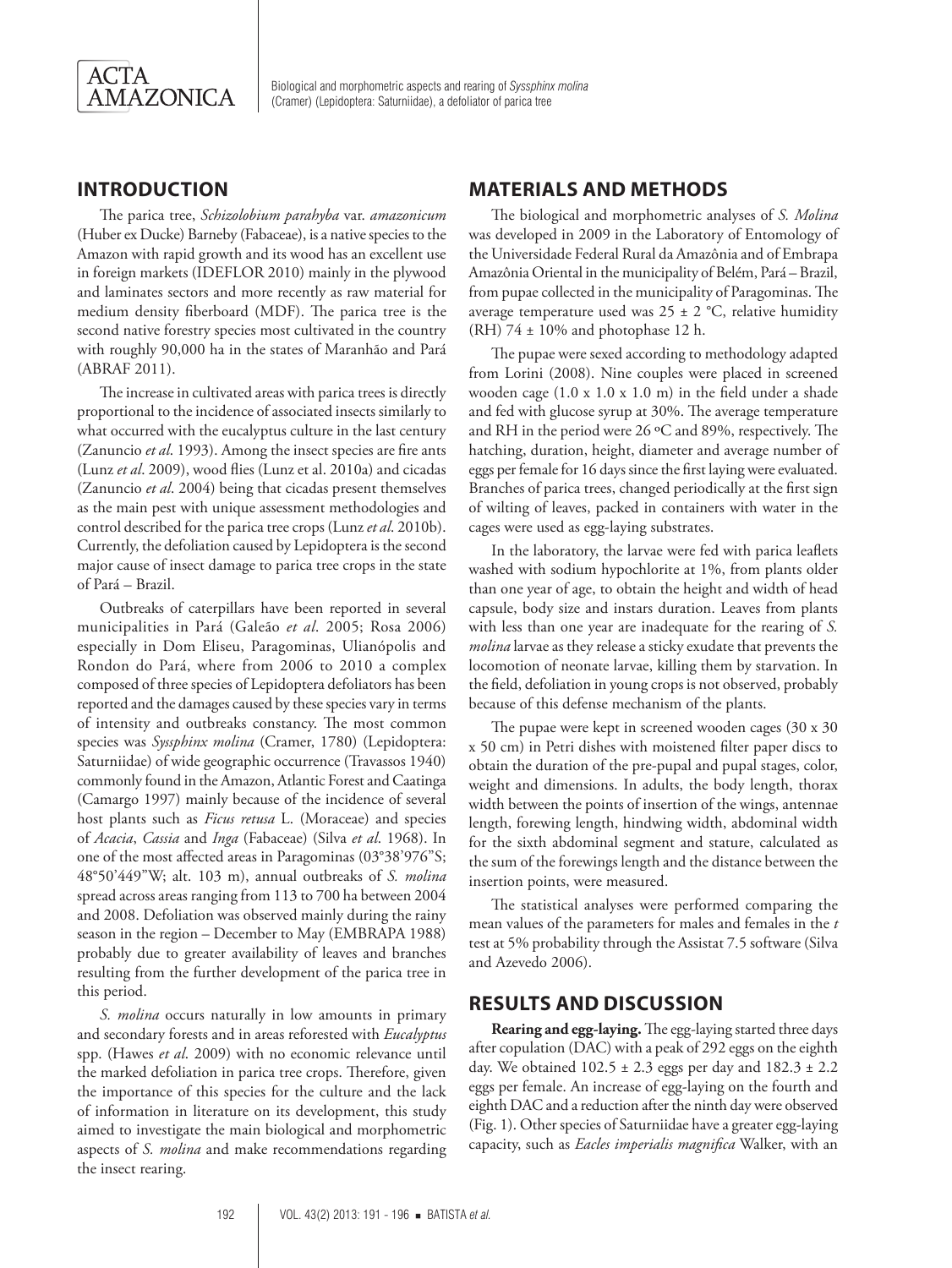## INTRODUCTION

The parica tree, *Schizolobium parahyba* var. *amazonicum* (Huber ex Ducke) Barneby (Fabaceae), is a native species to the Amazon with rapid growth and its wood has an excellent use in foreign markets (IDEFLOR 2010) mainly in the plywood and laminates sectors and more recently as raw material for medium density fiberboard (MDF). The parica tree is the second native forestry species most cultivated in the country with roughly 90,000 ha in the states of Maranhão and Pará (ABRAF 2011).

The increase in cultivated areas with parica trees is directly proportional to the incidence of associated insects similarly to what occurred with the eucalyptus culture in the last century (Zanuncio *et al*. 1993). Among the insect species are fire ants (Lunz *et al*. 2009), wood flies (Lunz et al. 2010a) and cicadas (Zanuncio *et al*. 2004) being that cicadas present themselves as the main pest with unique assessment methodologies and control described for the parica tree crops (Lunz *et al*. 2010b). Currently, the defoliation caused by Lepidoptera is the second major cause of insect damage to parica tree crops in the state of Pará – Brazil.

Outbreaks of caterpillars have been reported in several municipalities in Pará (Galeão *et al*. 2005; Rosa 2006) especially in Dom Eliseu, Paragominas, Ulianópolis and Rondon do Pará, where from 2006 to 2010 a complex composed of three species of Lepidoptera defoliators has been reported and the damages caused by these species vary in terms of intensity and outbreaks constancy. The most common species was *Syssphinx molina* (Cramer, 1780) (Lepidoptera: Saturniidae) of wide geographic occurrence (Travassos 1940) commonly found in the Amazon, Atlantic Forest and Caatinga (Camargo 1997) mainly because of the incidence of several host plants such as *Ficus retusa* L. (Moraceae) and species of *Acacia*, *Cassia* and *Inga* (Fabaceae) (Silva *et al*. 1968). In one of the most affected areas in Paragominas (03°38'976"S; 48°50'449"W; alt. 103 m), annual outbreaks of *S. molina* spread across areas ranging from 113 to 700 ha between 2004 and 2008. Defoliation was observed mainly during the rainy season in the region – December to May (EMBRAPA 1988) probably due to greater availability of leaves and branches resulting from the further development of the parica tree in this period.

*S. molina* occurs naturally in low amounts in primary and secondary forests and in areas reforested with *Eucalyptus* spp. (Hawes *et al*. 2009) with no economic relevance until the marked defoliation in parica tree crops. Therefore, given the importance of this species for the culture and the lack of information in literature on its development, this study aimed to investigate the main biological and morphometric aspects of *S. molina* and make recommendations regarding the insect rearing.

## MATERIALS AND METHODS

The biological and morphometric analyses of *S. Molina* was developed in 2009 in the Laboratory of Entomology of the Universidade Federal Rural da Amazônia and of Embrapa Amazônia Oriental in the municipality of Belém, Pará – Brazil, from pupae collected in the municipality of Paragominas. The average temperature used was 25 ± 2 °C, relative humidity (RH) 74 ± 10% and photophase 12 h.

The pupae were sexed according to methodology adapted from Lorini (2008). Nine couples were placed in screened wooden cage (1.0 x 1.0 x 1.0 m) in the field under a shade and fed with glucose syrup at 30%. The average temperature and RH in the period were 26 ºC and 89%, respectively. The hatching, duration, height, diameter and average number of eggs per female for 16 days since the first laying were evaluated. Branches of parica trees, changed periodically at the first sign of wilting of leaves, packed in containers with water in the cages were used as egg-laying substrates.

In the laboratory, the larvae were fed with parica leaflets washed with sodium hypochlorite at 1%, from plants older than one year of age, to obtain the height and width of head capsule, body size and instars duration. Leaves from plants with less than one year are inadequate for the rearing of *S. molina* larvae as they release a sticky exudate that prevents the locomotion of neonate larvae, killing them by starvation. In the field, defoliation in young crops is not observed, probably because of this defense mechanism of the plants.

The pupae were kept in screened wooden cages (30 x 30 x 50 cm) in Petri dishes with moistened filter paper discs to obtain the duration of the pre-pupal and pupal stages, color, weight and dimensions. In adults, the body length, thorax width between the points of insertion of the wings, antennae length, forewing length, hindwing width, abdominal width for the sixth abdominal segment and stature, calculated as the sum of the forewings length and the distance between the insertion points, were measured.

The statistical analyses were performed comparing the mean values of the parameters for males and females in the *t* test at 5% probability through the Assistat 7.5 software (Silva and Azevedo 2006).

## RESULTS AND DISCUSSION

**Rearing and egg-laying.** The egg-laying started three days after copulation (DAC) with a peak of 292 eggs on the eighth day. We obtained 102.5 ± 2.3 eggs per day and 182.3 ± 2.2 eggs per female. An increase of egg-laying on the fourth and eighth DAC and a reduction after the ninth day were observed (Fig. 1). Other species of Saturniidae have a greater egg-laying capacity, such as *Eacles imperialis magnifica* Walker, with an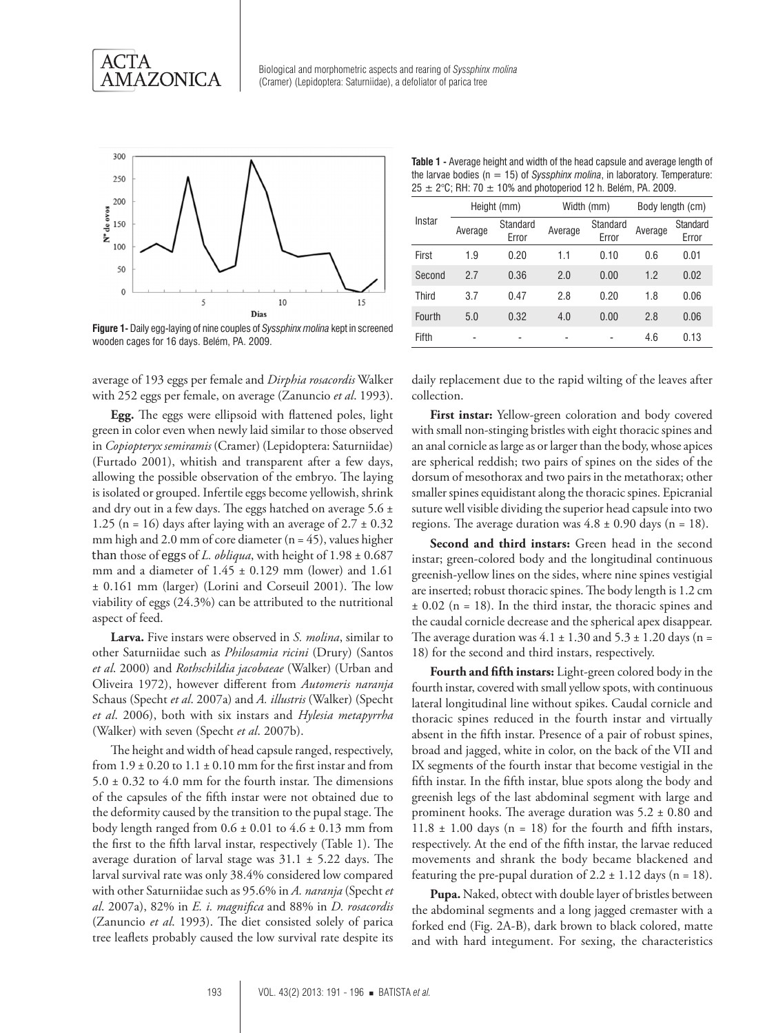Figure 1 - Daily egg-laying of nine couples of *Syssphinx molina* kept in screened wooden cages for 16 days. Belém, PA. 2009.

**Table 1** - Average height and width of the head capsule and average length of the larvae bodies (n = 15) of *Syssphinx molina*, in laboratory. Temperature: 25 ± 2°C; RH: 70 ± 10% and photoperiod 12 h. Belém, PA. 2009.

| Instar | Height (mm) | | Width (mm) | | Body length (cm) | |
|---|---|---|---|---|---|---|
| | Average | Standard Error | Average | Standard Error | Average | Standard Error |
| First | 1.9 | 0.20 | 1.1 | 0.10 | 0.6 | 0.01 |
| Second | 2.7 | 0.36 | 2.0 | 0.00 | 1.2 | 0.02 |
| Third | 3.7 | 0.47 | 2.8 | 0.20 | 1.8 | 0.06 |
| Fourth | 5.0 | 0.32 | 4.0 | 0.00 | 2.8 | 0.06 |
| Fifth | - | - | - | - | 4.6 | 0.13 |

average of 193 eggs per female and *Dirphia rosacordis* Walker with 252 eggs per female, on average (Zanuncio *et al*. 1993).

**Egg.** The eggs were ellipsoid with flattened poles, light green in color even when newly laid similar to those observed in *Copiopteryx semiramis* (Cramer) (Lepidoptera: Saturniidae) (Furtado 2001), whitish and transparent after a few days, allowing the possible observation of the embryo. The laying is isolated or grouped. Infertile eggs become yellowish, shrink and dry out in a few days. The eggs hatched on average 5.6 ± 1.25 (n = 16) days after laying with an average of 2.7 ± 0.32 mm high and 2.0 mm of core diameter (n = 45), values higher than those of eggs of *L. obliqua*, with height of 1.98 ± 0.687 mm and a diameter of 1.45 ± 0.129 mm (lower) and 1.61 ± 0.161 mm (larger) (Lorini and Corseuil 2001). The low viability of eggs (24.3%) can be attributed to the nutritional aspect of feed.

**Larva.** Five instars were observed in *S. molina*, similar to other Saturniidae such as *Philosamia ricini* (Drury) (Santos *et al*. 2000) and *Rothschildia jacobaeae* (Walker) (Urban and Oliveira 1972), however different from *Automeris naranja* Schaus (Specht *et al*. 2007a) and *A. illustris* (Walker) (Specht *et al*. 2006), both with six instars and *Hylesia metapyrrha* (Walker) with seven (Specht *et al*. 2007b).

The height and width of head capsule ranged, respectively, from 1.9 ± 0.20 to 1.1 ± 0.10 mm for the first instar and from 5.0 ± 0.32 to 4.0 mm for the fourth instar. The dimensions of the capsules of the fifth instar were not obtained due to the deformity caused by the transition to the pupal stage. The body length ranged from 0.6 ± 0.01 to 4.6 ± 0.13 mm from the first to the fifth larval instar, respectively (Table 1). The average duration of larval stage was 31.1 ± 5.22 days. The larval survival rate was only 38.4% considered low compared with other Saturniidae such as 95.6% in *A. naranja* (Specht *et al*. 2007a), 82% in *E. i. magnifica* and 88% in *D. rosacordis* (Zanuncio *et al*. 1993). The diet consisted solely of parica tree leaflets probably caused the low survival rate despite its daily replacement due to the rapid wilting of the leaves after collection.

**First instar:** Yellow-green coloration and body covered with small non-stinging bristles with eight thoracic spines and an anal cornicle as large as or larger than the body, whose apices are spherical reddish; two pairs of spines on the sides of the dorsum of mesothorax and two pairs in the metathorax; other smaller spines equidistant along the thoracic spines. Epicranial suture well visible dividing the superior head capsule into two regions. The average duration was 4.8 ± 0.90 days (n = 18).

**Second and third instars:** Green head in the second instar; green-colored body and the longitudinal continuous greenish-yellow lines on the sides, where nine spines vestigial are inserted; robust thoracic spines. The body length is 1.2 cm ± 0.02 (n = 18). In the third instar, the thoracic spines and the caudal cornicle decrease and the spherical apex disappear. The average duration was 4.1 ± 1.30 and 5.3 ± 1.20 days (n = 18) for the second and third instars, respectively.

**Fourth and fifth instars:** Light-green colored body in the fourth instar, covered with small yellow spots, with continuous lateral longitudinal line without spikes. Caudal cornicle and thoracic spines reduced in the fourth instar and virtually absent in the fifth instar. Presence of a pair of robust spines, broad and jagged, white in color, on the back of the VII and IX segments of the fourth instar that become vestigial in the fifth instar. In the fifth instar, blue spots along the body and greenish legs of the last abdominal segment with large and prominent hooks. The average duration was 5.2 ± 0.80 and 11.8 ± 1.00 days (n = 18) for the fourth and fifth instars, respectively. At the end of the fifth instar, the larvae reduced movements and shrank the body became blackened and featuring the pre-pupal duration of 2.2 ± 1.12 days (n = 18).

**Pupa.** Naked, obtect with double layer of bristles between the abdominal segments and a long jagged cremaster with a forked end (Fig. 2A-B), dark brown to black colored, matte and with hard integument. For sexing, the characteristics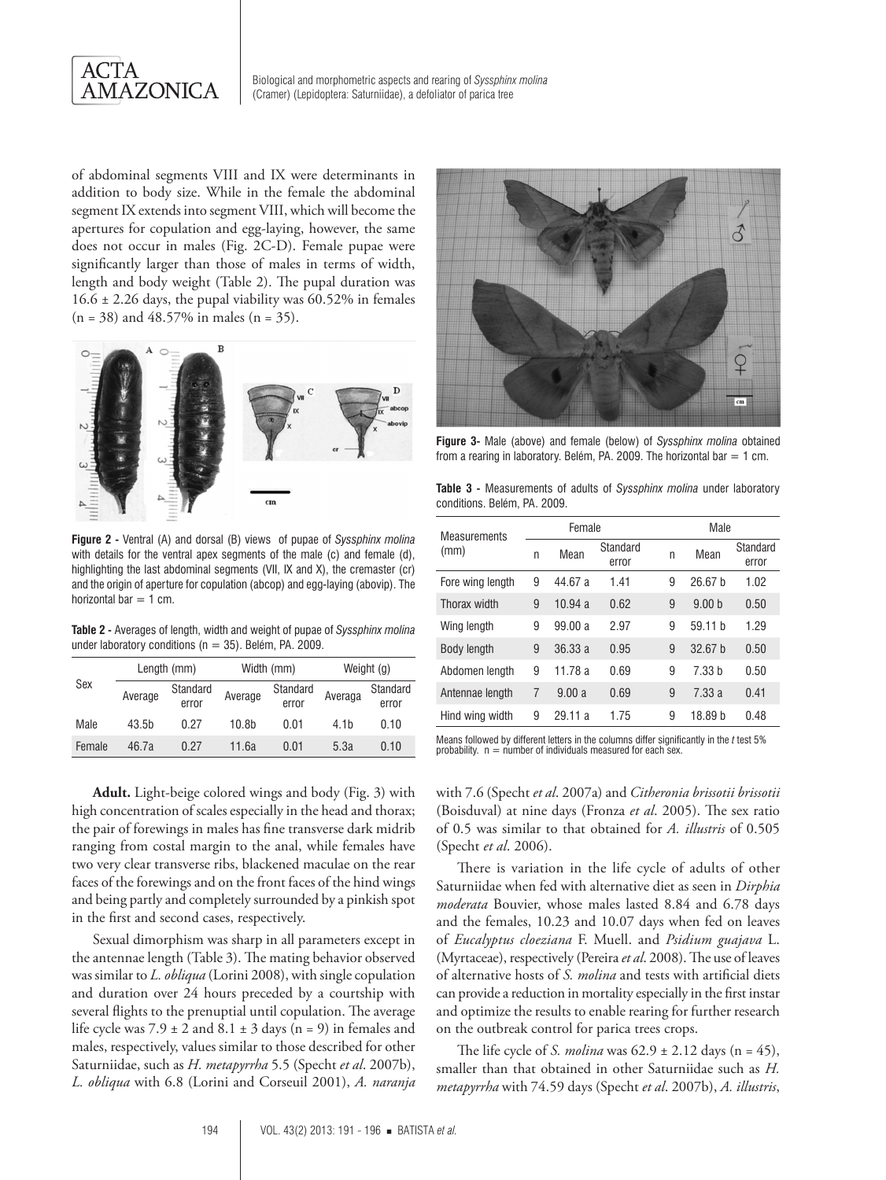of abdominal segments VIII and IX were determinants in addition to body size. While in the female the abdominal segment IX extends into segment VIII, which will become the apertures for copulation and egg-laying, however, the same does not occur in males (Fig. 2C-D). Female pupae were significantly larger than those of males in terms of width, length and body weight (Table 2). The pupal duration was 16.6 ± 2.26 days, the pupal viability was 60.52% in females (n = 38) and 48.57% in males (n = 35).

**Figure 2 -** Ventral (A) and dorsal (B) views of pupae of *Syssphinx molina* with details for the ventral apex segments of the male (c) and female (d), highlighting the last abdominal segments (VII, IX and X), the cremaster (cr) and the origin of aperture for copulation (abcop) and egg-laying (abovip). The horizontal bar = 1 cm.

**Table 2 -** Averages of length, width and weight of pupae of *Syssphinx molina* under laboratory conditions (n = 35). Belém, PA. 2009.

| Sex | Length (mm) | | Width (mm) | | Weight (g) | |
|---|---|---|---|---|---|---|
| | Average | Standard error | Average | Standard error | Averaga | Standard error |
| Male | 43.5b | 0.27 | 10.8b | 0.01 | 4.1b | 0.10 |
| Female | 46.7a | 0.27 | 11.6a | 0.01 | 5.3a | 0.10 |

**Adult.** Light-beige colored wings and body (Fig. 3) with high concentration of scales especially in the head and thorax; the pair of forewings in males has fine transverse dark midrib ranging from costal margin to the anal, while females have two very clear transverse ribs, blackened maculae on the rear faces of the forewings and on the front faces of the hind wings and being partly and completely surrounded by a pinkish spot in the first and second cases, respectively.

Sexual dimorphism was sharp in all parameters except in the antennae length (Table 3). The mating behavior observed was similar to *L. obliqua* (Lorini 2008), with single copulation and duration over 24 hours preceded by a courtship with several flights to the prenuptial until copulation. The average life cycle was 7.9 ± 2 and 8.1 ± 3 days (n = 9) in females and males, respectively, values similar to those described for other Saturniidae, such as *H. metapyrrha* 5.5 (Specht *et al*. 2007b), *L. obliqua* with 6.8 (Lorini and Corseuil 2001), *A. naranja* with 7.6 (Specht *et al*. 2007a) and *Citheronia brissotii brissotii* (Boisduval) at nine days (Fronza *et al*. 2005). The sex ratio of 0.5 was similar to that obtained for *A. illustris* of 0.505 (Specht *et al*. 2006).

**Figure 3-** Male (above) and female (below) of *Syssphinx molina* obtained from a rearing in laboratory. Belém, PA. 2009. The horizontal bar = 1 cm.

**Table 3 -** Measurements of adults of *Syssphinx molina* under laboratory conditions. Belém, PA. 2009.

| Measurements (mm) | Female | | | Male | | |
|---|---|---|---|---|---|---|
| | n | Mean | Standard error | n | Mean | Standard error |
| Fore wing length | 9 | 44.67 a | 1.41 | 9 | 26.67 b | 1.02 |
| Thorax width | 9 | 10.94 a | 0.62 | 9 | 9.00 b | 0.50 |
| Wing length | 9 | 99.00 a | 2.97 | 9 | 59.11 b | 1.29 |
| Body length | 9 | 36.33 a | 0.95 | 9 | 32.67 b | 0.50 |
| Abdomen length | 9 | 11.78 a | 0.69 | 9 | 7.33 b | 0.50 |
| Antennae length | 7 | 9.00 a | 0.69 | 9 | 7.33 a | 0.41 |
| Hind wing width | 9 | 29.11 a | 1.75 | 9 | 18.89 b | 0.48 |

Means followed by different letters in the columns differ significantly in the *t* test 5% probability. n = number of individuals measured for each sex.

There is variation in the life cycle of adults of other Saturniidae when fed with alternative diet as seen in *Dirphia moderata* Bouvier, whose males lasted 8.84 and 6.78 days and the females, 10.23 and 10.07 days when fed on leaves of *Eucalyptus cloeziana* F. Muell. and *Psidium guajava* L. (Myrtaceae), respectively (Pereira *et al*. 2008). The use of leaves of alternative hosts of *S. molina* and tests with artificial diets can provide a reduction in mortality especially in the first instar and optimize the results to enable rearing for further research on the outbreak control for parica trees crops.

The life cycle of *S. molina* was 62.9 ± 2.12 days (n = 45), smaller than that obtained in other Saturniidae such as *H. metapyrrha* with 74.59 days (Specht *et al*. 2007b), *A. illustris*,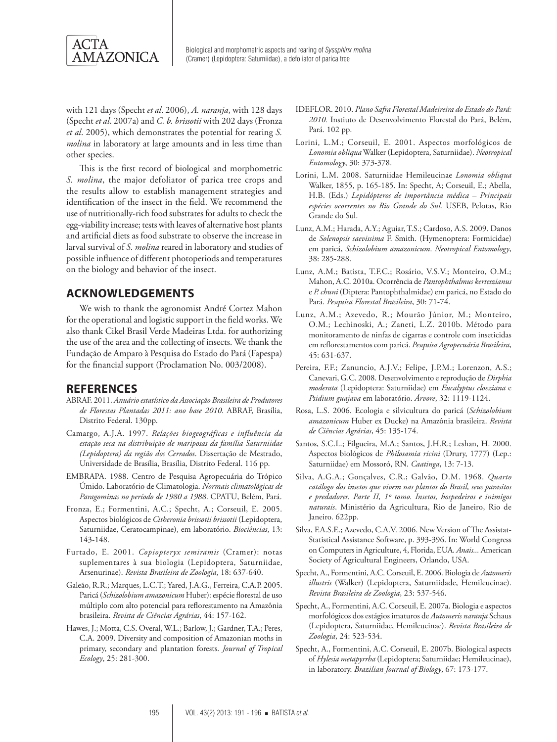with 121 days (Specht *et al*. 2006), *A. naranja*, with 128 days (Specht *et al*. 2007a) and *C. b. brissotii* with 202 days (Fronza *et al*. 2005), which demonstrates the potential for rearing *S. molina* in laboratory at large amounts and in less time than other species.

This is the first record of biological and morphometric *S. molina*, the major defoliator of parica tree crops and the results allow to establish management strategies and identification of the insect in the field. We recommend the use of nutritionally-rich food substrates for adults to check the egg-viability increase; tests with leaves of alternative host plants and artificial diets as food substrate to observe the increase in larval survival of *S. molina* reared in laboratory and studies of possible influence of different photoperiods and temperatures on the biology and behavior of the insect.

## ACKNOWLEDGEMENTS

We wish to thank the agronomist André Cortez Mahon for the operational and logistic support in the field works. We also thank Cikel Brasil Verde Madeiras Ltda. for authorizing the use of the area and the collecting of insects. We thank the Fundação de Amparo à Pesquisa do Estado do Pará (Fapespa) for the financial support (Proclamation No. 003/2008).

## REFERENCES

ABRAF. 2011. *Anuário estatístico da Associação Brasileira de Produtores de Florestas Plantadas 2011: ano base 2010*. ABRAF, Brasília, Distrito Federal. 130pp.

Camargo, A.J.A. 1997. *Relações biogeográficas e influência da estação seca na distribuição de mariposas da família Saturniidae (Lepidoptera) da região dos Cerrados*. Dissertação de Mestrado, Universidade de Brasília, Brasília, Distrito Federal. 116 pp.

EMBRAPA. 1988. Centro de Pesquisa Agropecuária do Trópico Úmido. Laboratório de Climatologia. *Normais climatológicas de Paragominas no período de 1980 a 1988*. CPATU, Belém, Pará.

Fronza, E.; Formentini, A.C.; Specht, A.; Corseuil, E. 2005. Aspectos biológicos de *Citheronia brissotii brissotii* (Lepidoptera, Saturniidae, Ceratocampinae), em laboratório. *Biociências*, 13: 143-148.

Furtado, E. 2001. *Copiopteryx semiramis* (Cramer): notas suplementares à sua biologia (Lepidoptera, Saturniidae, Arsenurinae). *Revista Brasileira de Zoologia*, 18: 637-640.

Galeão, R.R.; Marques, L.C.T.; Yared, J.A.G., Ferreira, C.A.P. 2005. Paricá (*Schizolobium amazonicum* Huber): espécie florestal de uso múltiplo com alto potencial para reflorestamento na Amazônia brasileira. *Revista de Ciências Agrárias*, 44: 157-162.

Hawes, J.; Motta, C.S. Overal, W.L.; Barlow, J.; Gardner, T.A.; Peres, C.A. 2009. Diversity and composition of Amazonian moths in primary, secondary and plantation forests. *Journal of Tropical Ecology*, 25: 281-300.

IDEFLOR. 2010. *Plano Safra Florestal Madeireira do Estado do Pará: 2010.* Instiuto de Desenvolvimento Florestal do Pará, Belém, Pará. 102 pp.

Lorini, L.M.; Corseuil, E. 2001. Aspectos morfológicos de *Lonomia obliqua* Walker (Lepidoptera, Saturniidae). *Neotropical Entomology*, 30: 373-378.

Lorini, L.M. 2008. Saturniidae Hemileucinae *Lonomia obliqua* Walker, 1855, p. 165-185. In: Specht, A; Corseuil, E.; Abella, H.B. (Eds.) *Lepidópteros de importância médica – Principais espécies ocorrentes no Rio Grande do Sul.* USEB, Pelotas, Rio Grande do Sul.

Lunz, A.M.; Harada, A.Y.; Aguiar, T.S.; Cardoso, A.S. 2009. Danos de *Solenopsis saevissima* F. Smith. (Hymenoptera: Formicidae) em paricá, *Schizolobium amazonicum*. *Neotropical Entomology*, 38: 285-288.

Lunz, A.M.; Batista, T.F.C.; Rosário, V.S.V.; Monteiro, O.M.; Mahon, A.C. 2010a. Ocorrência de *Pantophthalmus kerteszianus* e *P. chuni* (Diptera: Pantophthalmidae) em paricá, no Estado do Pará. *Pesquisa Florestal Brasileira*, 30: 71-74.

Lunz, A.M.; Azevedo, R.; Mourão Júnior, M.; Monteiro, O.M.; Lechinoski, A.; Zaneti, L.Z. 2010b. Método para monitoramento de ninfas de cigarras e controle com inseticidas em reflorestamentos com paricá. *Pesquisa Agropecuária Brasileira*, 45: 631-637.

Pereira, F.F.; Zanuncio, A.J.V.; Felipe, J.P.M.; Lorenzon, A.S.; Canevari, G.C. 2008. Desenvolvimento e reprodução de *Dirphia moderata* (Lepidoptera: Saturniidae) em *Eucalyptus cloeziana* e *Psidium guajava* em laboratório. *Árvore*, 32: 1119-1124.

Rosa, L.S. 2006. Ecologia e silvicultura do paricá (*Schizolobium amazonicum* Huber ex Ducke) na Amazônia brasileira. *Revista de Ciências Agrárias*, 45: 135-174.

Santos, S.C.L.; Filgueira, M.A.; Santos, J.H.R.; Leshan, H. 2000. Aspectos biológicos de *Philosamia ricini* (Drury, 1777) (Lep.: Saturniidae) em Mossoró, RN. *Caatinga*, 13: 7-13.

Silva, A.G.A.; Gonçalves, C.R.; Galvão, D.M. 1968. *Quarto catálogo dos insetos que vivem nas plantas do Brasil, seus parasitos e predadores. Parte II, 1º tomo. Insetos, hospedeiros e inimigos naturais*. Ministério da Agricultura, Rio de Janeiro, Rio de Janeiro. 622pp.

Silva, F.A.S.E.; Azevedo, C.A.V. 2006. New Version of The Assistat-Statistical Assistance Software, p. 393-396. In: World Congress on Computers in Agriculture, 4, Florida, EUA. *Anais...* American Society of Agricultural Engineers, Orlando, USA.

Specht, A., Formentini, A.C. Corseuil, E. 2006. Biologia de *Automeris illustris* (Walker) (Lepidoptera, Saturniidade, Hemileucinae). *Revista Brasileira de Zoologia*, 23: 537-546.

Specht, A., Formentini, A.C. Corseuil, E. 2007a. Biologia e aspectos morfológicos dos estágios imaturos de *Automeris naranja* Schaus (Lepidoptera, Saturniidae, Hemileucinae). *Revista Brasileira de Zoologia*, 24: 523-534.

Specht, A., Formentini, A.C. Corseuil, E. 2007b. Biological aspects of *Hylesia metapyrrha* (Lepidoptera; Saturniidae; Hemileucinae), in laboratory. *Brazilian Journal of Biology*, 67: 173-177.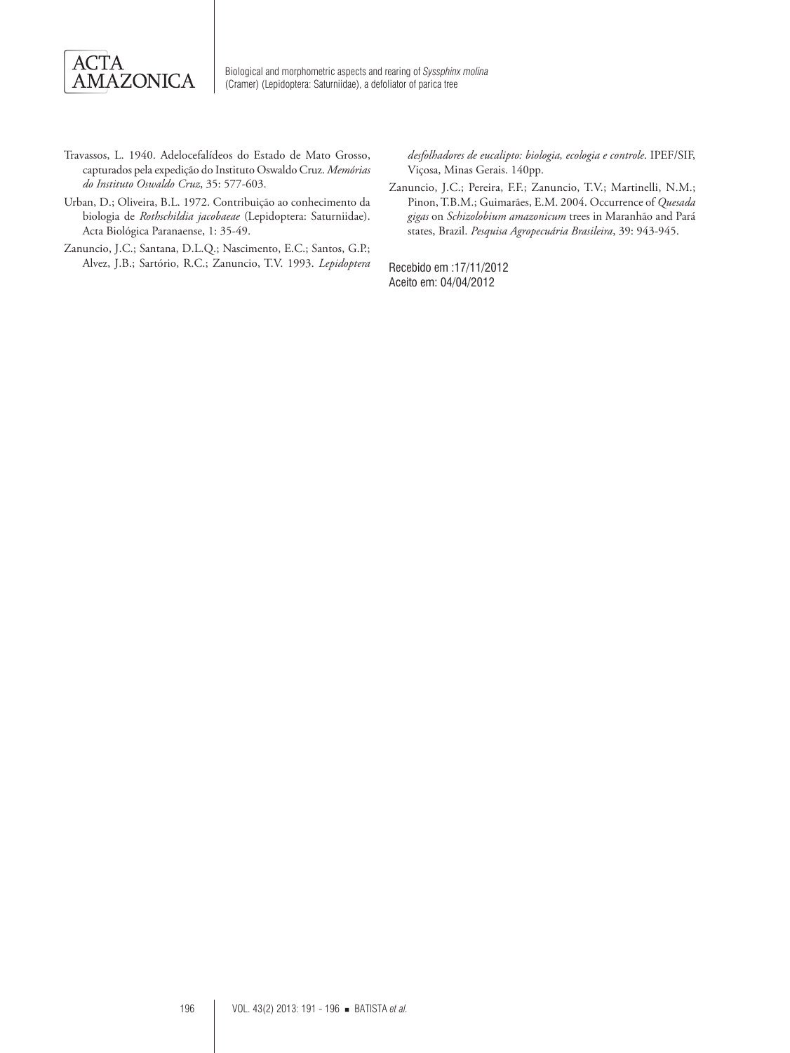Travassos, L. 1940. Adelocefalídeos do Estado de Mato Grosso, capturados pela expedição do Instituto Oswaldo Cruz. *Memórias do Instituto Oswaldo Cruz*, 35: 577-603.

Urban, D.; Oliveira, B.L. 1972. Contribuição ao conhecimento da biologia de *Rothschildia jacobaeae* (Lepidoptera: Saturniidae). Acta Biológica Paranaense, 1: 35-49.

Zanuncio, J.C.; Santana, D.L.Q.; Nascimento, E.C.; Santos, G.P.; Alvez, J.B.; Sartório, R.C.; Zanuncio, T.V. 1993. *Lepidoptera desfolhadores de eucalipto: biologia, ecologia e controle*. IPEF/SIF, Viçosa, Minas Gerais. 140pp.

Zanuncio, J.C.; Pereira, F.F.; Zanuncio, T.V.; Martinelli, N.M.; Pinon, T.B.M.; Guimarães, E.M. 2004. Occurrence of *Quesada gigas* on *Schizolobium amazonicum* trees in Maranhão and Pará states, Brazil. *Pesquisa Agropecuária Brasileira*, 39: 943-945.

Recebido em :17/11/2012
Aceito em: 04/04/2012